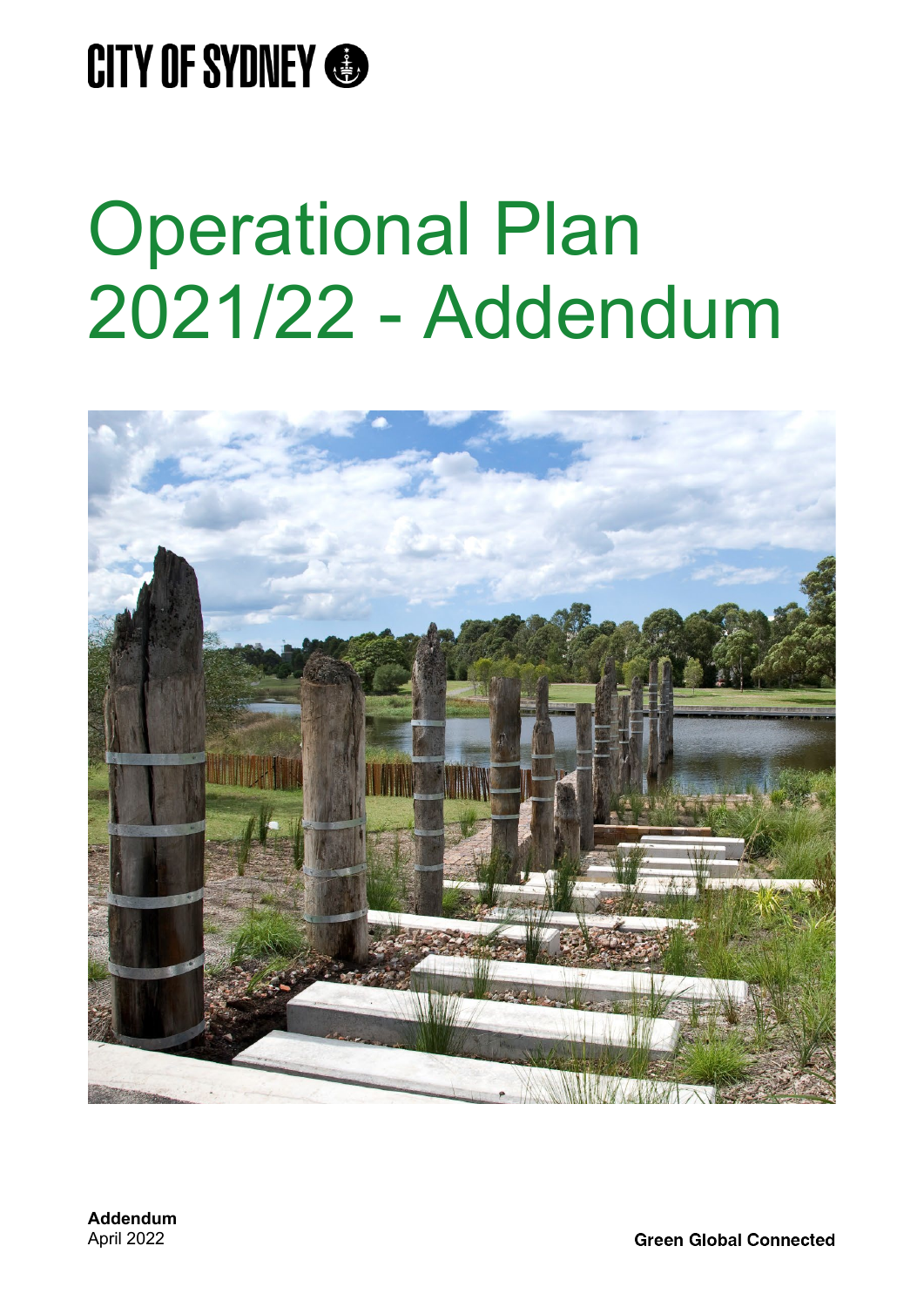CITY OF SYDNEY

# Operational Plan 2021/22 - Addendum

**Addendum**
April 2022

**Green Global Connected**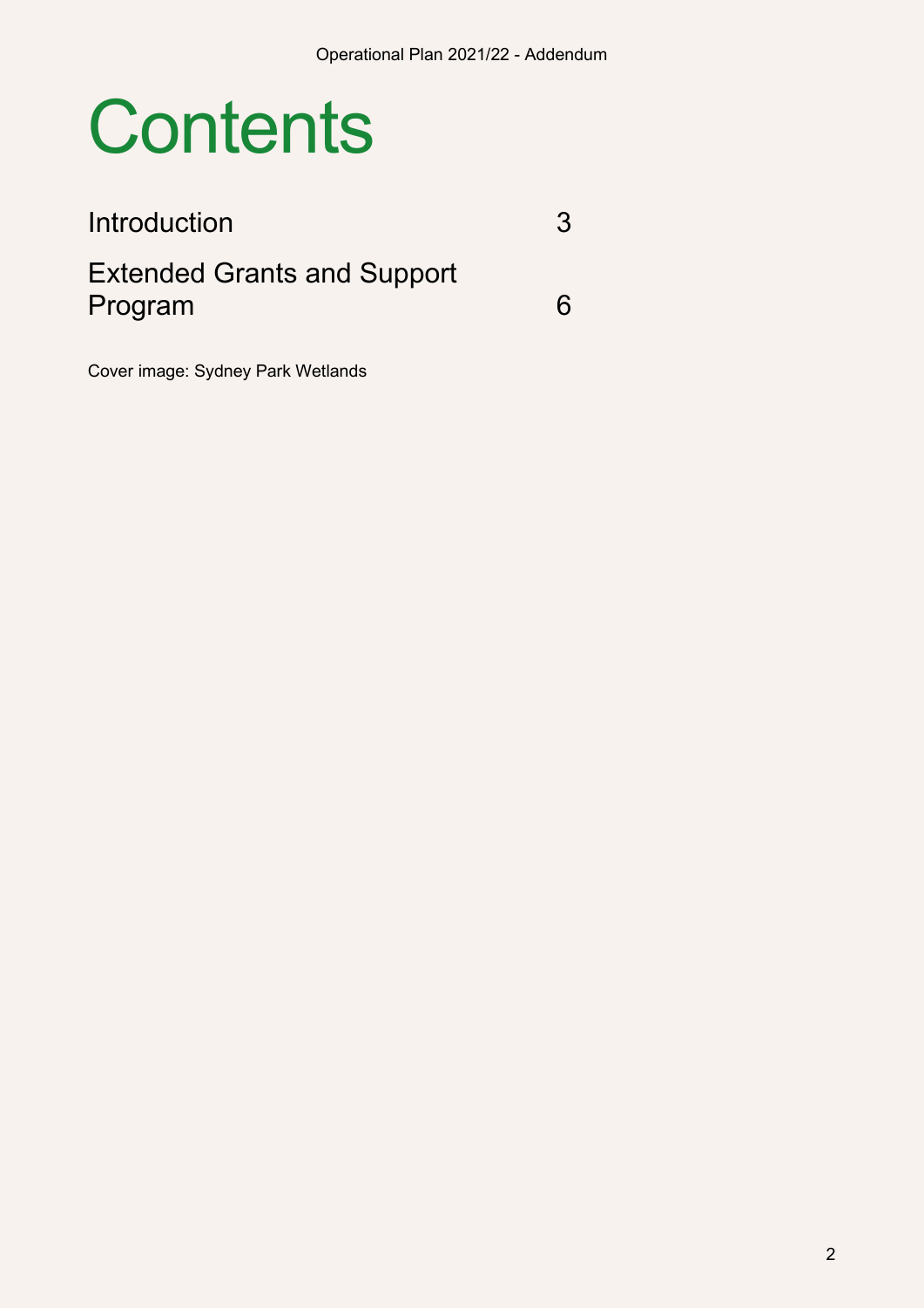# Contents

| | |
|---|---|
| Introduction | 3 |
| Extended Grants and Support Program | 6 |

Cover image: Sydney Park Wetlands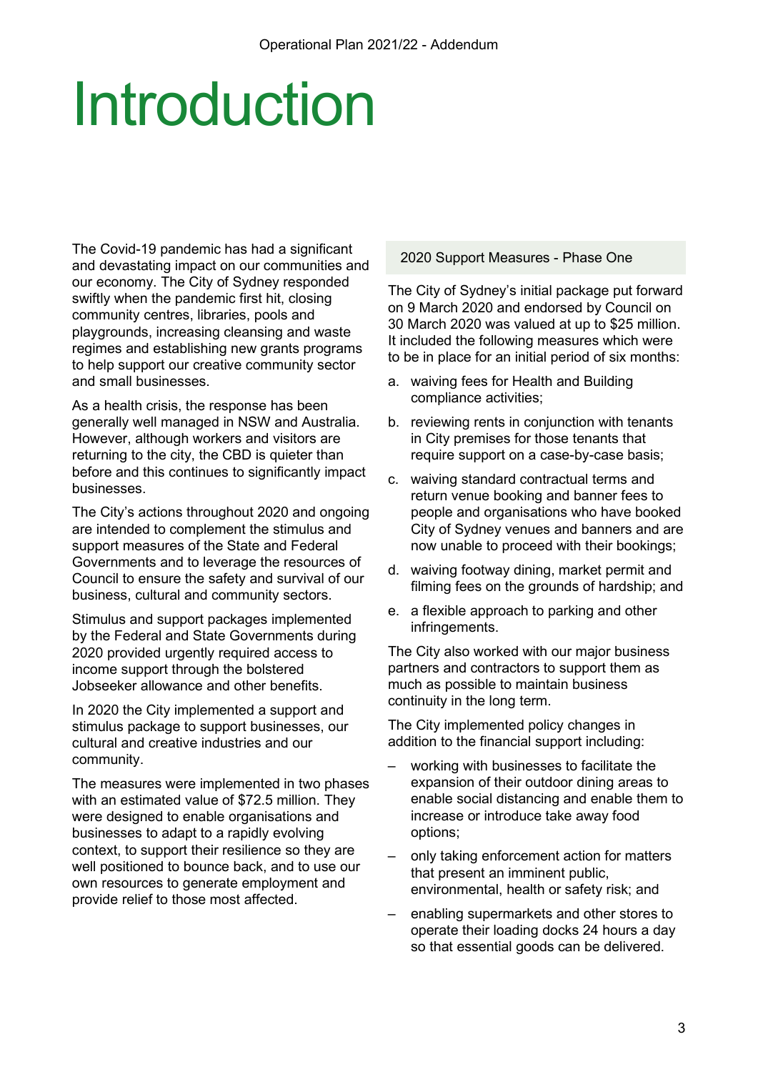# Introduction

The Covid-19 pandemic has had a significant and devastating impact on our communities and our economy. The City of Sydney responded swiftly when the pandemic first hit, closing community centres, libraries, pools and playgrounds, increasing cleansing and waste regimes and establishing new grants programs to help support our creative community sector and small businesses.

As a health crisis, the response has been generally well managed in NSW and Australia. However, although workers and visitors are returning to the city, the CBD is quieter than before and this continues to significantly impact businesses.

The City's actions throughout 2020 and ongoing are intended to complement the stimulus and support measures of the State and Federal Governments and to leverage the resources of Council to ensure the safety and survival of our business, cultural and community sectors.

Stimulus and support packages implemented by the Federal and State Governments during 2020 provided urgently required access to income support through the bolstered Jobseeker allowance and other benefits.

In 2020 the City implemented a support and stimulus package to support businesses, our cultural and creative industries and our community.

The measures were implemented in two phases with an estimated value of $72.5 million. They were designed to enable organisations and businesses to adapt to a rapidly evolving context, to support their resilience so they are well positioned to bounce back, and to use our own resources to generate employment and provide relief to those most affected.

## 2020 Support Measures - Phase One

The City of Sydney's initial package put forward on 9 March 2020 and endorsed by Council on 30 March 2020 was valued at up to $25 million. It included the following measures which were to be in place for an initial period of six months:

a. waiving fees for Health and Building compliance activities;

b. reviewing rents in conjunction with tenants in City premises for those tenants that require support on a case-by-case basis;

c. waiving standard contractual terms and return venue booking and banner fees to people and organisations who have booked City of Sydney venues and banners and are now unable to proceed with their bookings;

d. waiving footway dining, market permit and filming fees on the grounds of hardship; and

e. a flexible approach to parking and other infringements.

The City also worked with our major business partners and contractors to support them as much as possible to maintain business continuity in the long term.

The City implemented policy changes in addition to the financial support including:

- working with businesses to facilitate the expansion of their outdoor dining areas to enable social distancing and enable them to increase or introduce take away food options;
- only taking enforcement action for matters that present an imminent public, environmental, health or safety risk; and
- enabling supermarkets and other stores to operate their loading docks 24 hours a day so that essential goods can be delivered.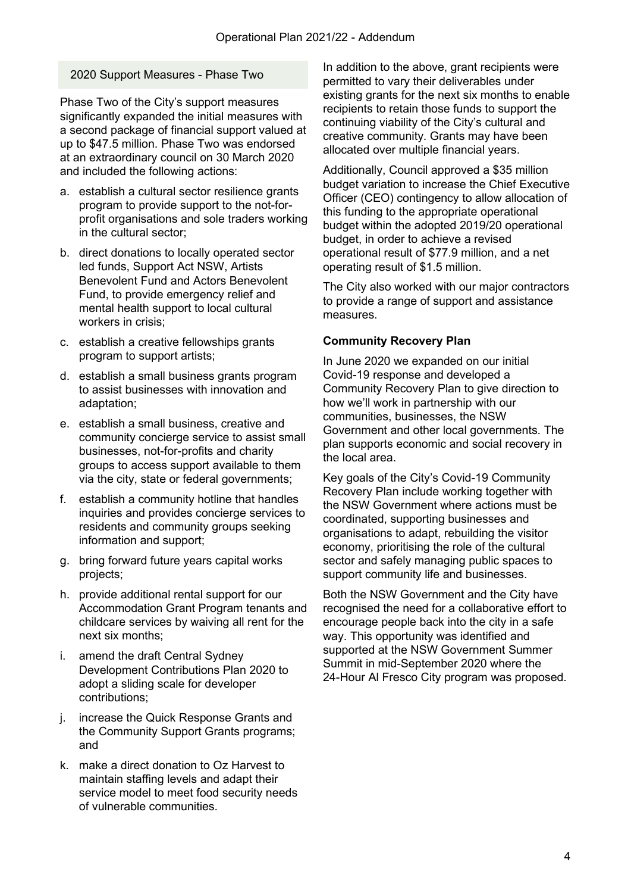## 2020 Support Measures - Phase Two

Phase Two of the City's support measures significantly expanded the initial measures with a second package of financial support valued at up to $47.5 million. Phase Two was endorsed at an extraordinary council on 30 March 2020 and included the following actions:

a. establish a cultural sector resilience grants program to provide support to the not-for-profit organisations and sole traders working in the cultural sector;

b. direct donations to locally operated sector led funds, Support Act NSW, Artists Benevolent Fund and Actors Benevolent Fund, to provide emergency relief and mental health support to local cultural workers in crisis;

c. establish a creative fellowships grants program to support artists;

d. establish a small business grants program to assist businesses with innovation and adaptation;

e. establish a small business, creative and community concierge service to assist small businesses, not-for-profits and charity groups to access support available to them via the city, state or federal governments;

f. establish a community hotline that handles inquiries and provides concierge services to residents and community groups seeking information and support;

g. bring forward future years capital works projects;

h. provide additional rental support for our Accommodation Grant Program tenants and childcare services by waiving all rent for the next six months;

i. amend the draft Central Sydney Development Contributions Plan 2020 to adopt a sliding scale for developer contributions;

j. increase the Quick Response Grants and the Community Support Grants programs; and

k. make a direct donation to Oz Harvest to maintain staffing levels and adapt their service model to meet food security needs of vulnerable communities.

In addition to the above, grant recipients were permitted to vary their deliverables under existing grants for the next six months to enable recipients to retain those funds to support the continuing viability of the City's cultural and creative community. Grants may have been allocated over multiple financial years.

Additionally, Council approved a $35 million budget variation to increase the Chief Executive Officer (CEO) contingency to allow allocation of this funding to the appropriate operational budget within the adopted 2019/20 operational budget, in order to achieve a revised operational result of $77.9 million, and a net operating result of $1.5 million.

The City also worked with our major contractors to provide a range of support and assistance measures.

### Community Recovery Plan

In June 2020 we expanded on our initial Covid-19 response and developed a Community Recovery Plan to give direction to how we'll work in partnership with our communities, businesses, the NSW Government and other local governments. The plan supports economic and social recovery in the local area.

Key goals of the City's Covid-19 Community Recovery Plan include working together with the NSW Government where actions must be coordinated, supporting businesses and organisations to adapt, rebuilding the visitor economy, prioritising the role of the cultural sector and safely managing public spaces to support community life and businesses.

Both the NSW Government and the City have recognised the need for a collaborative effort to encourage people back into the city in a safe way. This opportunity was identified and supported at the NSW Government Summer Summit in mid-September 2020 where the 24-Hour Al Fresco City program was proposed.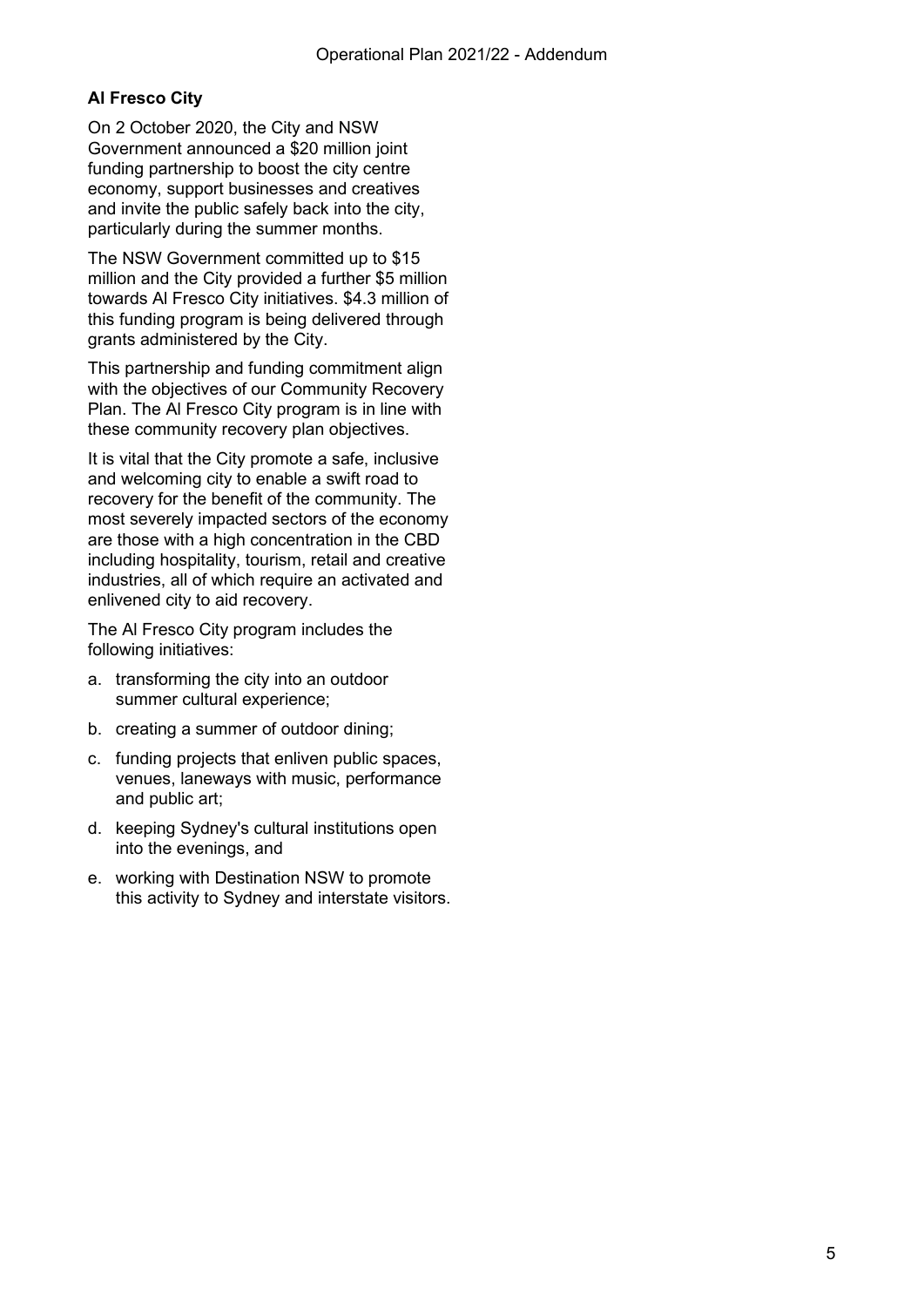**Al Fresco City**

On 2 October 2020, the City and NSW Government announced a $20 million joint funding partnership to boost the city centre economy, support businesses and creatives and invite the public safely back into the city, particularly during the summer months.

The NSW Government committed up to $15 million and the City provided a further $5 million towards Al Fresco City initiatives. $4.3 million of this funding program is being delivered through grants administered by the City.

This partnership and funding commitment align with the objectives of our Community Recovery Plan. The Al Fresco City program is in line with these community recovery plan objectives.

It is vital that the City promote a safe, inclusive and welcoming city to enable a swift road to recovery for the benefit of the community. The most severely impacted sectors of the economy are those with a high concentration in the CBD including hospitality, tourism, retail and creative industries, all of which require an activated and enlivened city to aid recovery.

The Al Fresco City program includes the following initiatives:

a. transforming the city into an outdoor summer cultural experience;

b. creating a summer of outdoor dining;

c. funding projects that enliven public spaces, venues, laneways with music, performance and public art;

d. keeping Sydney's cultural institutions open into the evenings, and

e. working with Destination NSW to promote this activity to Sydney and interstate visitors.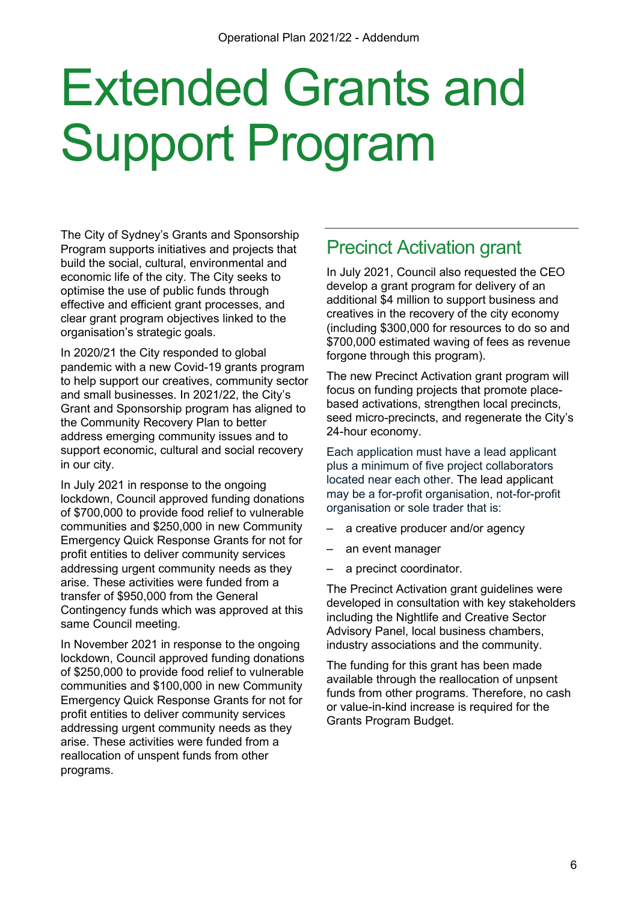# Extended Grants and Support Program

The City of Sydney's Grants and Sponsorship Program supports initiatives and projects that build the social, cultural, environmental and economic life of the city. The City seeks to optimise the use of public funds through effective and efficient grant processes, and clear grant program objectives linked to the organisation's strategic goals.

In 2020/21 the City responded to global pandemic with a new Covid-19 grants program to help support our creatives, community sector and small businesses. In 2021/22, the City's Grant and Sponsorship program has aligned to the Community Recovery Plan to better address emerging community issues and to support economic, cultural and social recovery in our city.

In July 2021 in response to the ongoing lockdown, Council approved funding donations of $700,000 to provide food relief to vulnerable communities and $250,000 in new Community Emergency Quick Response Grants for not for profit entities to deliver community services addressing urgent community needs as they arise. These activities were funded from a transfer of $950,000 from the General Contingency funds which was approved at this same Council meeting.

In November 2021 in response to the ongoing lockdown, Council approved funding donations of $250,000 to provide food relief to vulnerable communities and $100,000 in new Community Emergency Quick Response Grants for not for profit entities to deliver community services addressing urgent community needs as they arise. These activities were funded from a reallocation of unspent funds from other programs.

## Precinct Activation grant

In July 2021, Council also requested the CEO develop a grant program for delivery of an additional $4 million to support business and creatives in the recovery of the city economy (including $300,000 for resources to do so and $700,000 estimated waving of fees as revenue forgone through this program).

The new Precinct Activation grant program will focus on funding projects that promote place-based activations, strengthen local precincts, seed micro-precincts, and regenerate the City's 24-hour economy.

Each application must have a lead applicant plus a minimum of five project collaborators located near each other. The lead applicant may be a for-profit organisation, not-for-profit organisation or sole trader that is:

- a creative producer and/or agency
- an event manager
- a precinct coordinator.

The Precinct Activation grant guidelines were developed in consultation with key stakeholders including the Nightlife and Creative Sector Advisory Panel, local business chambers, industry associations and the community.

The funding for this grant has been made available through the reallocation of unpsent funds from other programs. Therefore, no cash or value-in-kind increase is required for the Grants Program Budget.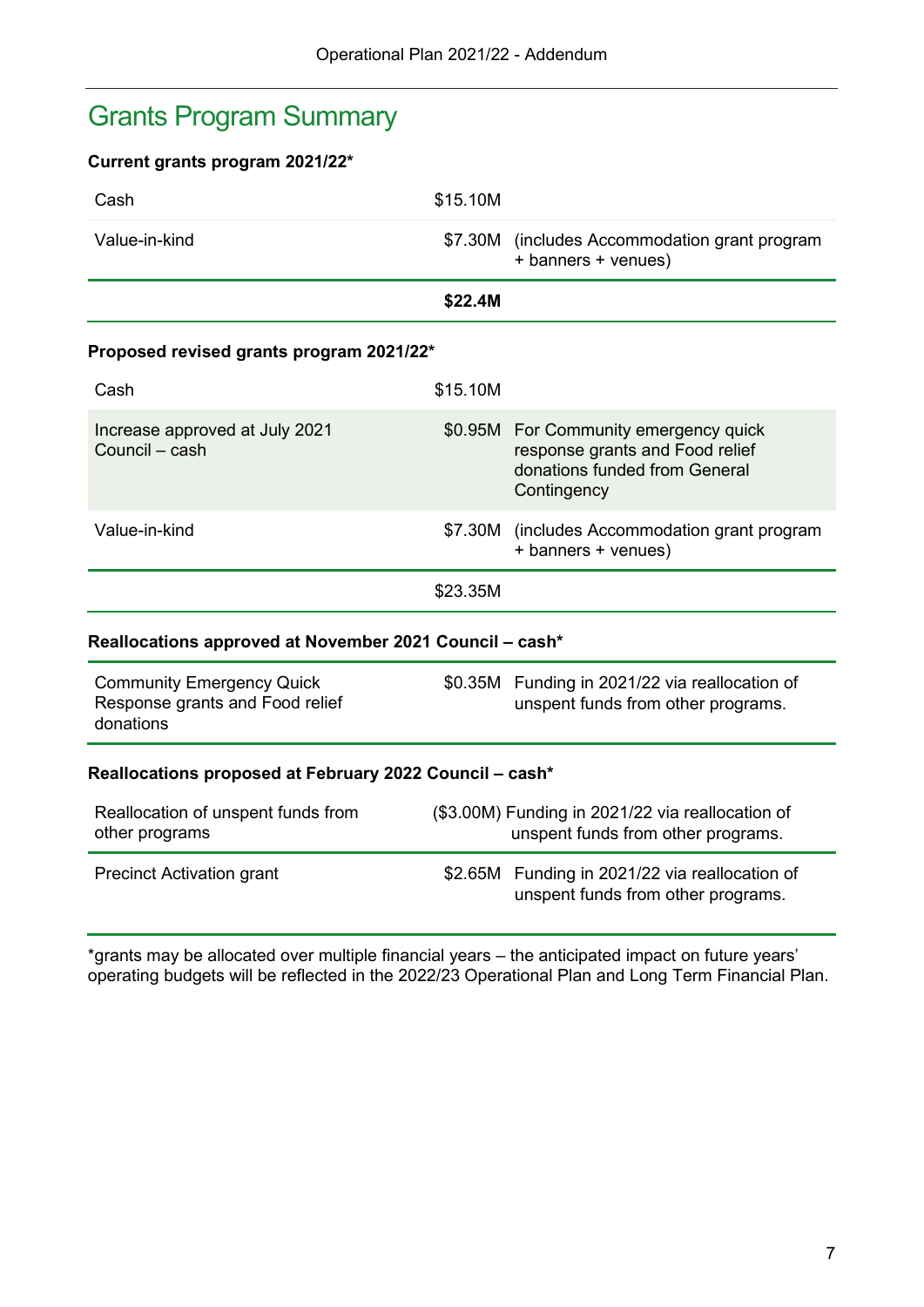# Grants Program Summary

**Current grants program 2021/22***

| | | |
|---|---|---|
| Cash | $15.10M | |
| Value-in-kind | $7.30M | (includes Accommodation grant program + banners + venues) |
| | **$22.4M** | |

**Proposed revised grants program 2021/22***

| | | |
|---|---|---|
| Cash | $15.10M | |
| Increase approved at July 2021 Council – cash | $0.95M | For Community emergency quick response grants and Food relief donations funded from General Contingency |
| Value-in-kind | $7.30M | (includes Accommodation grant program + banners + venues) |
| | $23.35M | |

**Reallocations approved at November 2021 Council – cash***

| | | |
|---|---|---|
| Community Emergency Quick Response grants and Food relief donations | $0.35M | Funding in 2021/22 via reallocation of unspent funds from other programs. |

**Reallocations proposed at February 2022 Council – cash***

| | | |
|---|---|---|
| Reallocation of unspent funds from other programs | ($3.00M) | Funding in 2021/22 via reallocation of unspent funds from other programs. |
| Precinct Activation grant | $2.65M | Funding in 2021/22 via reallocation of unspent funds from other programs. |

*grants may be allocated over multiple financial years – the anticipated impact on future years' operating budgets will be reflected in the 2022/23 Operational Plan and Long Term Financial Plan.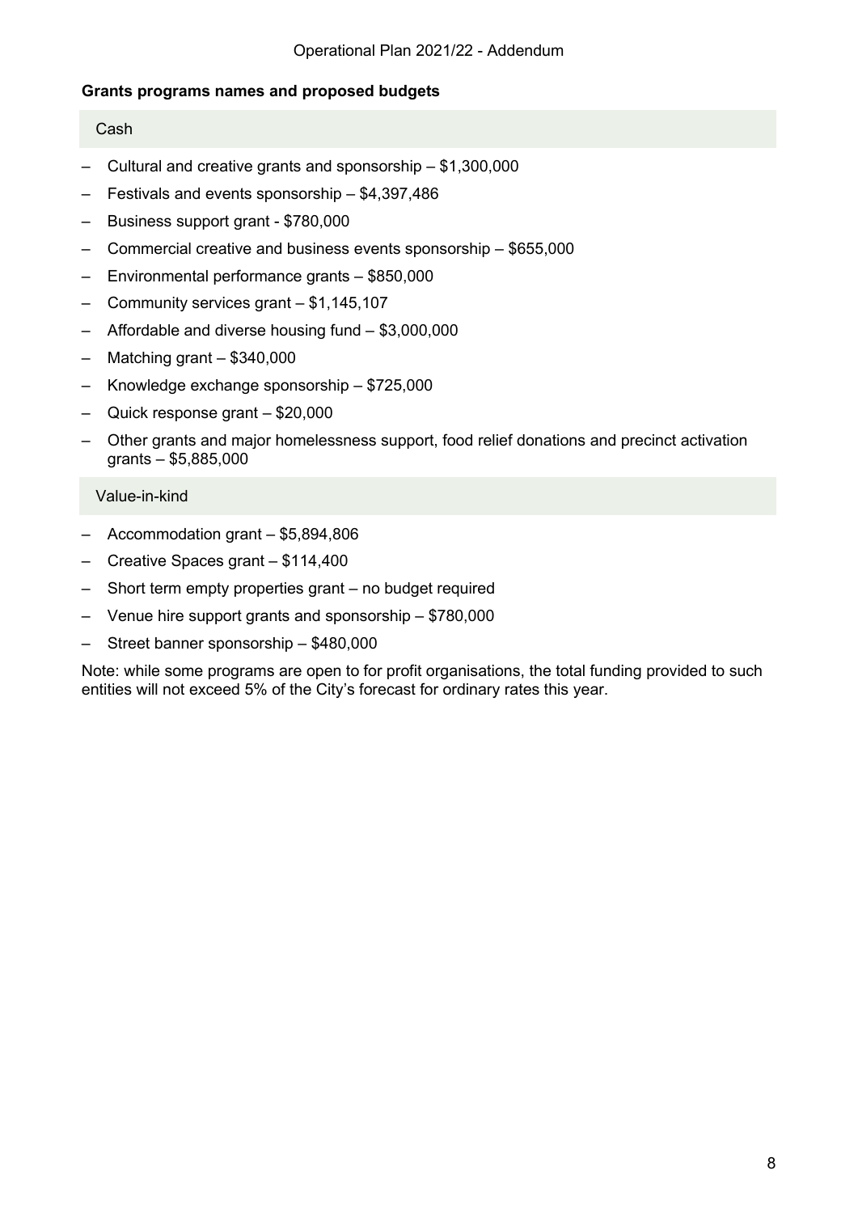**Grants programs names and proposed budgets**

Cash

- Cultural and creative grants and sponsorship – $1,300,000
- Festivals and events sponsorship – $4,397,486
- Business support grant - $780,000
- Commercial creative and business events sponsorship – $655,000
- Environmental performance grants – $850,000
- Community services grant – $1,145,107
- Affordable and diverse housing fund – $3,000,000
- Matching grant – $340,000
- Knowledge exchange sponsorship – $725,000
- Quick response grant – $20,000
- Other grants and major homelessness support, food relief donations and precinct activation grants – $5,885,000

Value-in-kind

- Accommodation grant – $5,894,806
- Creative Spaces grant – $114,400
- Short term empty properties grant – no budget required
- Venue hire support grants and sponsorship – $780,000
- Street banner sponsorship – $480,000

Note: while some programs are open to for profit organisations, the total funding provided to such entities will not exceed 5% of the City's forecast for ordinary rates this year.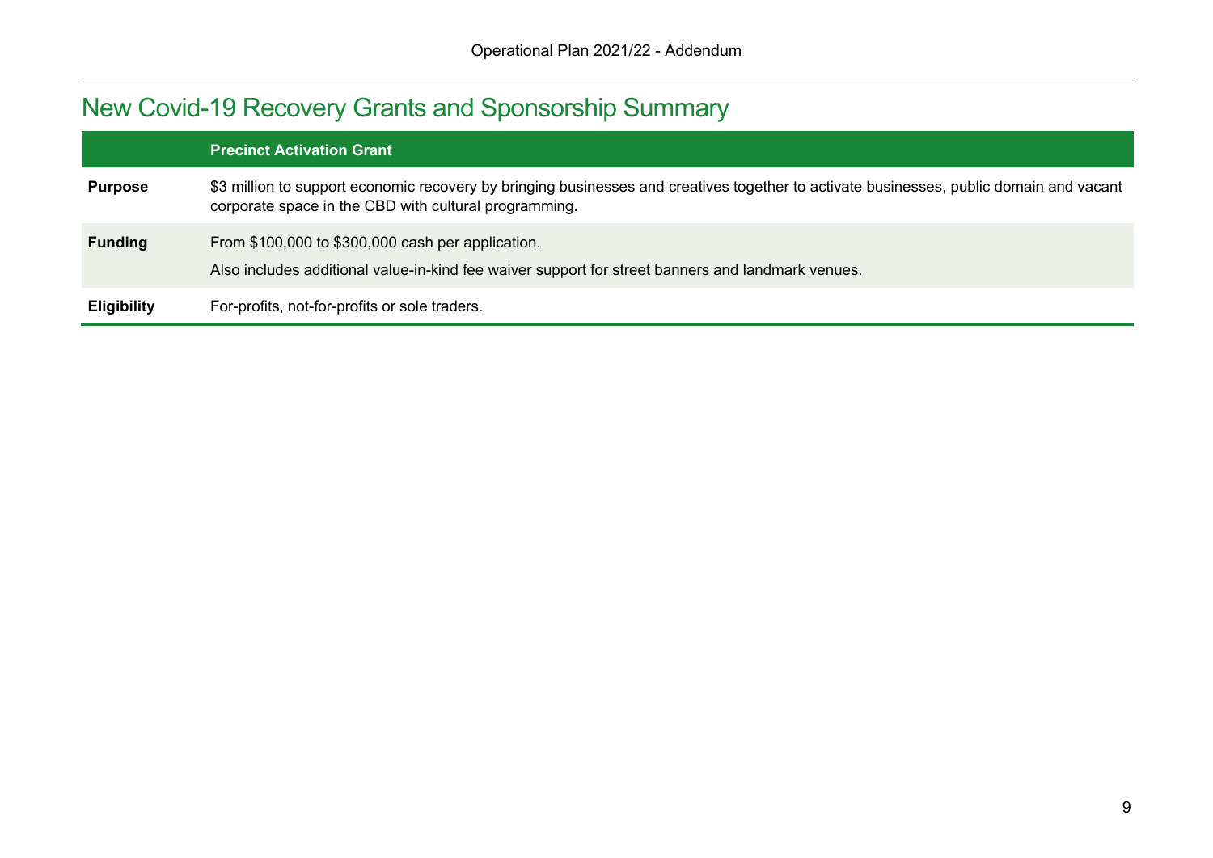## New Covid-19 Recovery Grants and Sponsorship Summary

| | Precinct Activation Grant |
|---|---|
| **Purpose** | $3 million to support economic recovery by bringing businesses and creatives together to activate businesses, public domain and vacant corporate space in the CBD with cultural programming. |
| **Funding** | From $100,000 to $300,000 cash per application.<br><br>Also includes additional value-in-kind fee waiver support for street banners and landmark venues. |
| **Eligibility** | For-profits, not-for-profits or sole traders. |